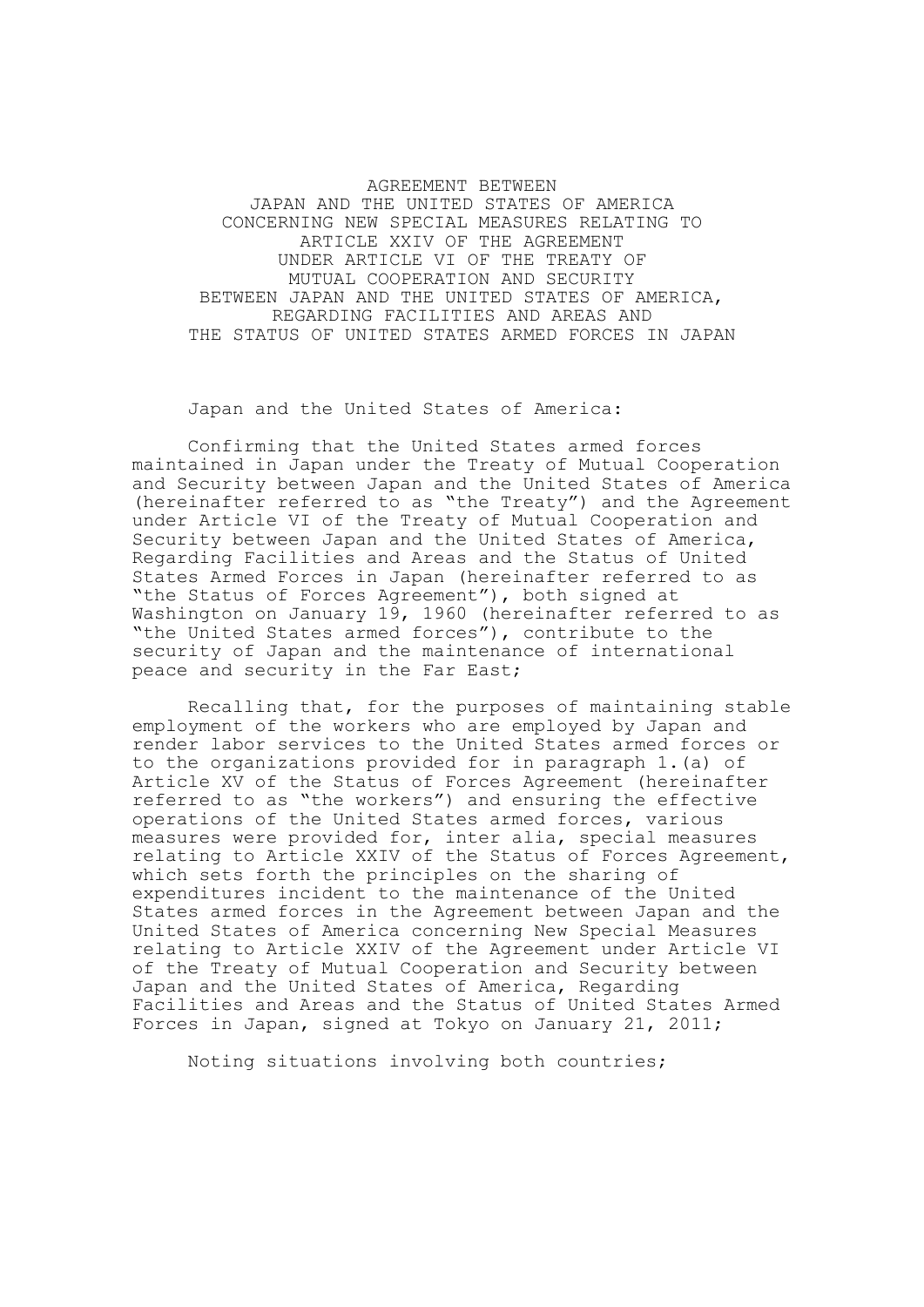# AGREEMENT BETWEEN JAPAN AND THE UNITED STATES OF AMERICA CONCERNING NEW SPECIAL MEASURES RELATING TO ARTICLE XXIV OF THE AGREEMENT UNDER ARTICLE VI OF THE TREATY OF MUTUAL COOPERATION AND SECURITY BETWEEN JAPAN AND THE UNITED STATES OF AMERICA, REGARDING FACILITIES AND AREAS AND THE STATUS OF UNITED STATES ARMED FORCES IN JAPAN

Japan and the United States of America:

Confirming that the United States armed forces maintained in Japan under the Treaty of Mutual Cooperation and Security between Japan and the United States of America (hereinafter referred to as "the Treaty") and the Agreement under Article VI of the Treaty of Mutual Cooperation and Security between Japan and the United States of America, Regarding Facilities and Areas and the Status of United States Armed Forces in Japan (hereinafter referred to as "the Status of Forces Agreement"), both signed at Washington on January 19, 1960 (hereinafter referred to as "the United States armed forces"), contribute to the security of Japan and the maintenance of international peace and security in the Far East;

Recalling that, for the purposes of maintaining stable employment of the workers who are employed by Japan and render labor services to the United States armed forces or to the organizations provided for in paragraph 1.(a) of Article XV of the Status of Forces Agreement (hereinafter referred to as "the workers") and ensuring the effective operations of the United States armed forces, various measures were provided for, inter alia, special measures relating to Article XXIV of the Status of Forces Agreement, which sets forth the principles on the sharing of expenditures incident to the maintenance of the United States armed forces in the Agreement between Japan and the United States of America concerning New Special Measures relating to Article XXIV of the Agreement under Article VI of the Treaty of Mutual Cooperation and Security between Japan and the United States of America, Regarding Facilities and Areas and the Status of United States Armed Forces in Japan, signed at Tokyo on January 21, 2011;

Noting situations involving both countries;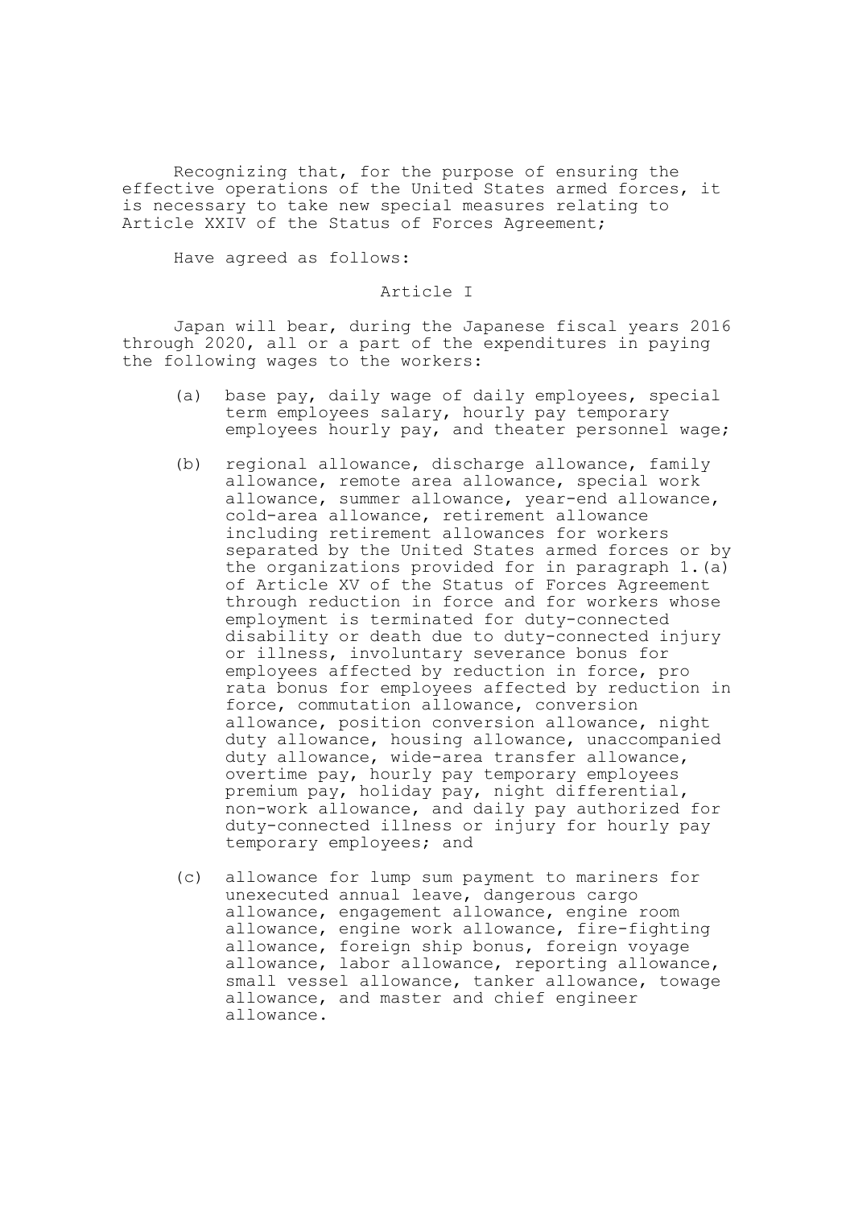Recognizing that, for the purpose of ensuring the effective operations of the United States armed forces, it is necessary to take new special measures relating to Article XXIV of the Status of Forces Agreement;

Have agreed as follows:

## Article I

Japan will bear, during the Japanese fiscal years 2016 through 2020, all or a part of the expenditures in paying the following wages to the workers:

(a) base pay, daily wage of daily employees, special term employees salary, hourly pay temporary employees hourly pay, and theater personnel wage;

(b) regional allowance, discharge allowance, family allowance, remote area allowance, special work allowance, summer allowance, year-end allowance, cold-area allowance, retirement allowance including retirement allowances for workers separated by the United States armed forces or by the organizations provided for in paragraph 1.(a) of Article XV of the Status of Forces Agreement through reduction in force and for workers whose employment is terminated for duty-connected disability or death due to duty-connected injury or illness, involuntary severance bonus for employees affected by reduction in force, pro rata bonus for employees affected by reduction in force, commutation allowance, conversion allowance, position conversion allowance, night duty allowance, housing allowance, unaccompanied duty allowance, wide-area transfer allowance, overtime pay, hourly pay temporary employees premium pay, holiday pay, night differential, non-work allowance, and daily pay authorized for duty-connected illness or injury for hourly pay temporary employees; and

(c) allowance for lump sum payment to mariners for unexecuted annual leave, dangerous cargo allowance, engagement allowance, engine room allowance, engine work allowance, fire-fighting allowance, foreign ship bonus, foreign voyage allowance, labor allowance, reporting allowance, small vessel allowance, tanker allowance, towage allowance, and master and chief engineer allowance.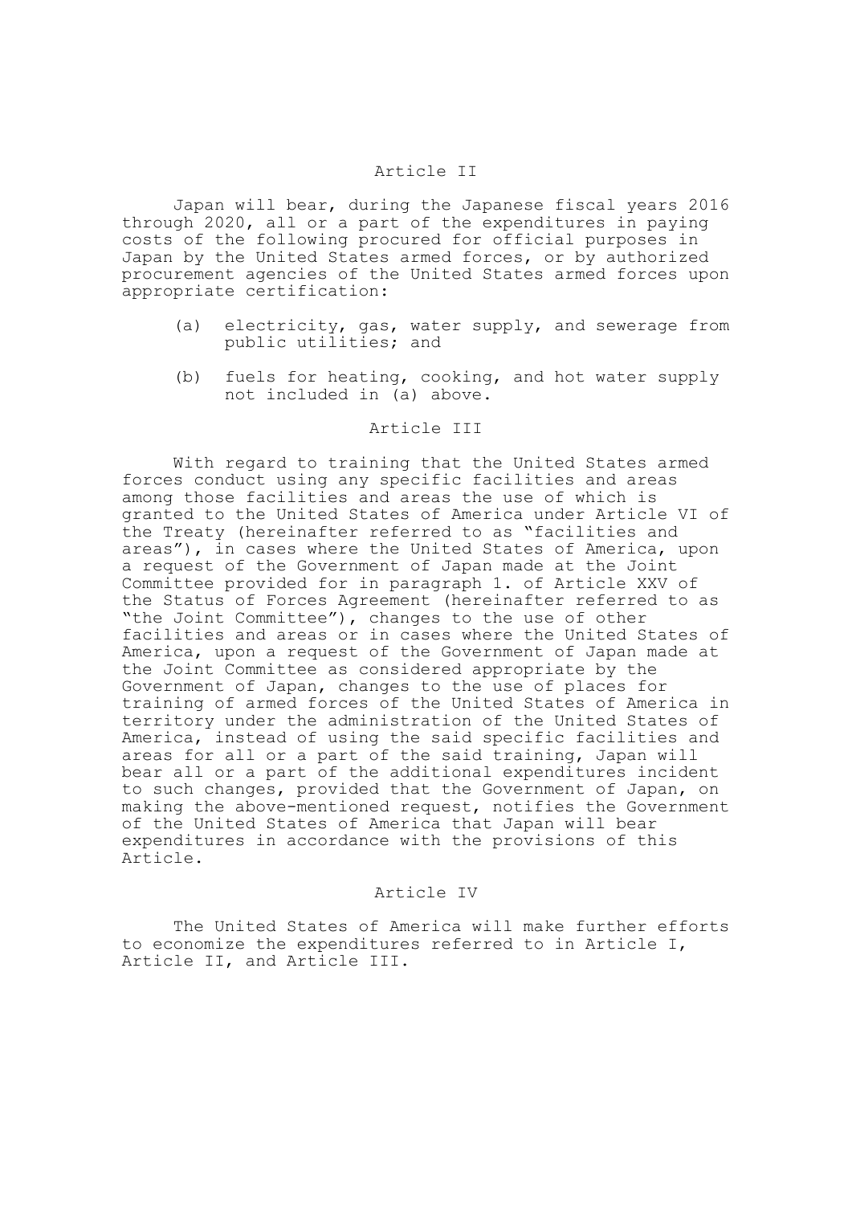## Article II

Japan will bear, during the Japanese fiscal years 2016 through 2020, all or a part of the expenditures in paying costs of the following procured for official purposes in Japan by the United States armed forces, or by authorized procurement agencies of the United States armed forces upon appropriate certification:

(a) electricity, gas, water supply, and sewerage from public utilities; and

(b) fuels for heating, cooking, and hot water supply not included in (a) above.

## Article III

With regard to training that the United States armed forces conduct using any specific facilities and areas among those facilities and areas the use of which is granted to the United States of America under Article VI of the Treaty (hereinafter referred to as "facilities and areas"), in cases where the United States of America, upon a request of the Government of Japan made at the Joint Committee provided for in paragraph 1. of Article XXV of the Status of Forces Agreement (hereinafter referred to as "the Joint Committee"), changes to the use of other facilities and areas or in cases where the United States of America, upon a request of the Government of Japan made at the Joint Committee as considered appropriate by the Government of Japan, changes to the use of places for training of armed forces of the United States of America in territory under the administration of the United States of America, instead of using the said specific facilities and areas for all or a part of the said training, Japan will bear all or a part of the additional expenditures incident to such changes, provided that the Government of Japan, on making the above-mentioned request, notifies the Government of the United States of America that Japan will bear expenditures in accordance with the provisions of this Article.

## Article IV

The United States of America will make further efforts to economize the expenditures referred to in Article I, Article II, and Article III.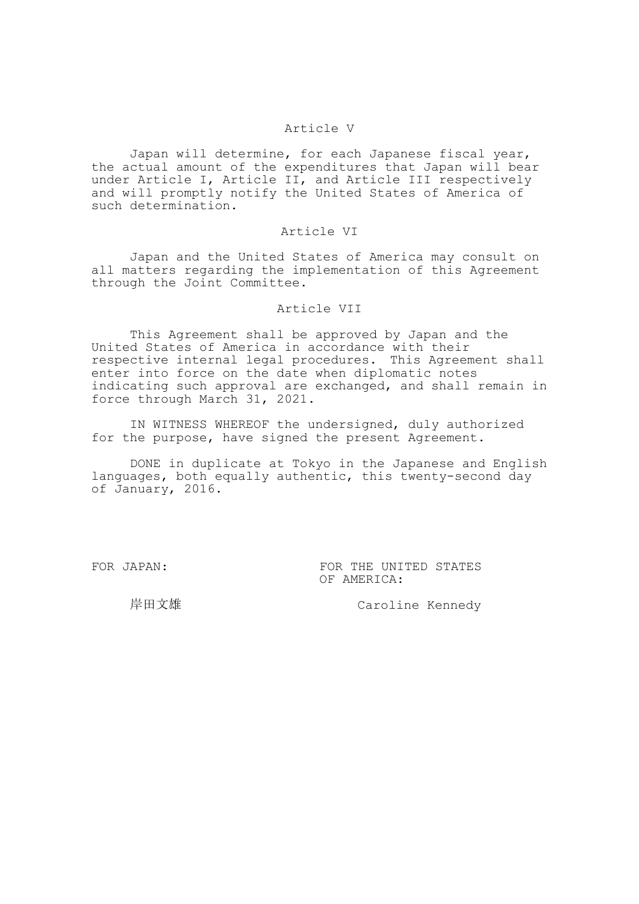## Article V

Japan will determine, for each Japanese fiscal year, the actual amount of the expenditures that Japan will bear under Article I, Article II, and Article III respectively and will promptly notify the United States of America of such determination.

## Article VI

Japan and the United States of America may consult on all matters regarding the implementation of this Agreement through the Joint Committee.

## Article VII

This Agreement shall be approved by Japan and the United States of America in accordance with their respective internal legal procedures. This Agreement shall enter into force on the date when diplomatic notes indicating such approval are exchanged, and shall remain in force through March 31, 2021.

IN WITNESS WHEREOF the undersigned, duly authorized for the purpose, have signed the present Agreement.

DONE in duplicate at Tokyo in the Japanese and English languages, both equally authentic, this twenty-second day of January, 2016.

FOR JAPAN:

岸田文雄

FOR THE UNITED STATES OF AMERICA:

Caroline Kennedy